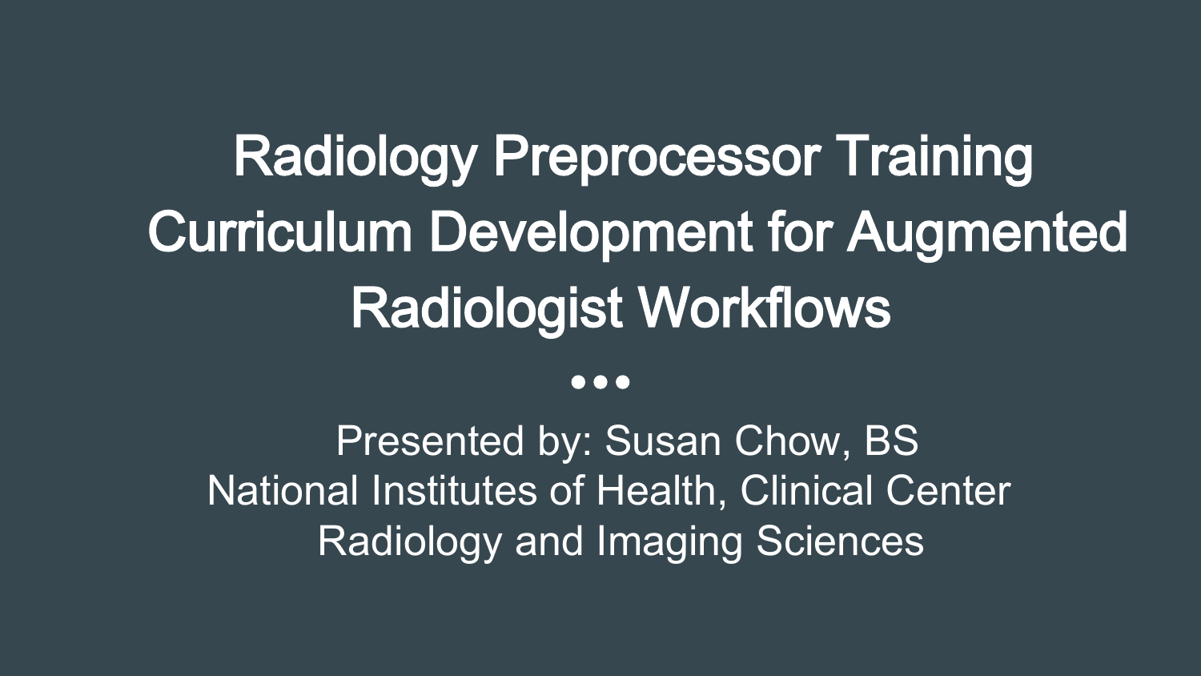# Radiology Preprocessor Training Curriculum Development for Augmented Radiologist Workflows

•••

Presented by: Susan Chow, BS

National Institutes of Health, Clinical Center

Radiology and Imaging Sciences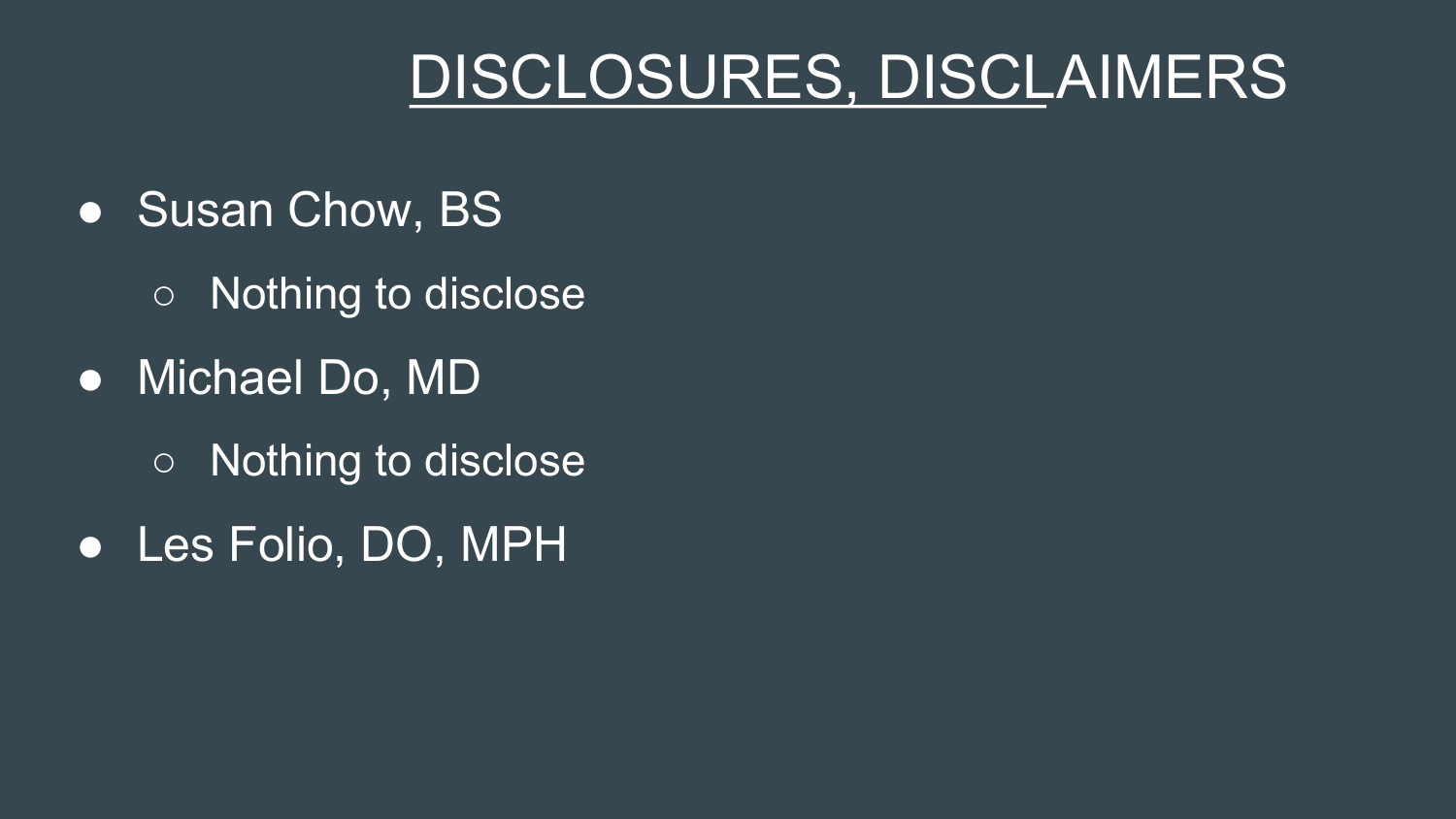# DISCLOSURES, DISCLAIMERS

- Susan Chow, BS
  - Nothing to disclose
- Michael Do, MD
  - Nothing to disclose
- Les Folio, DO, MPH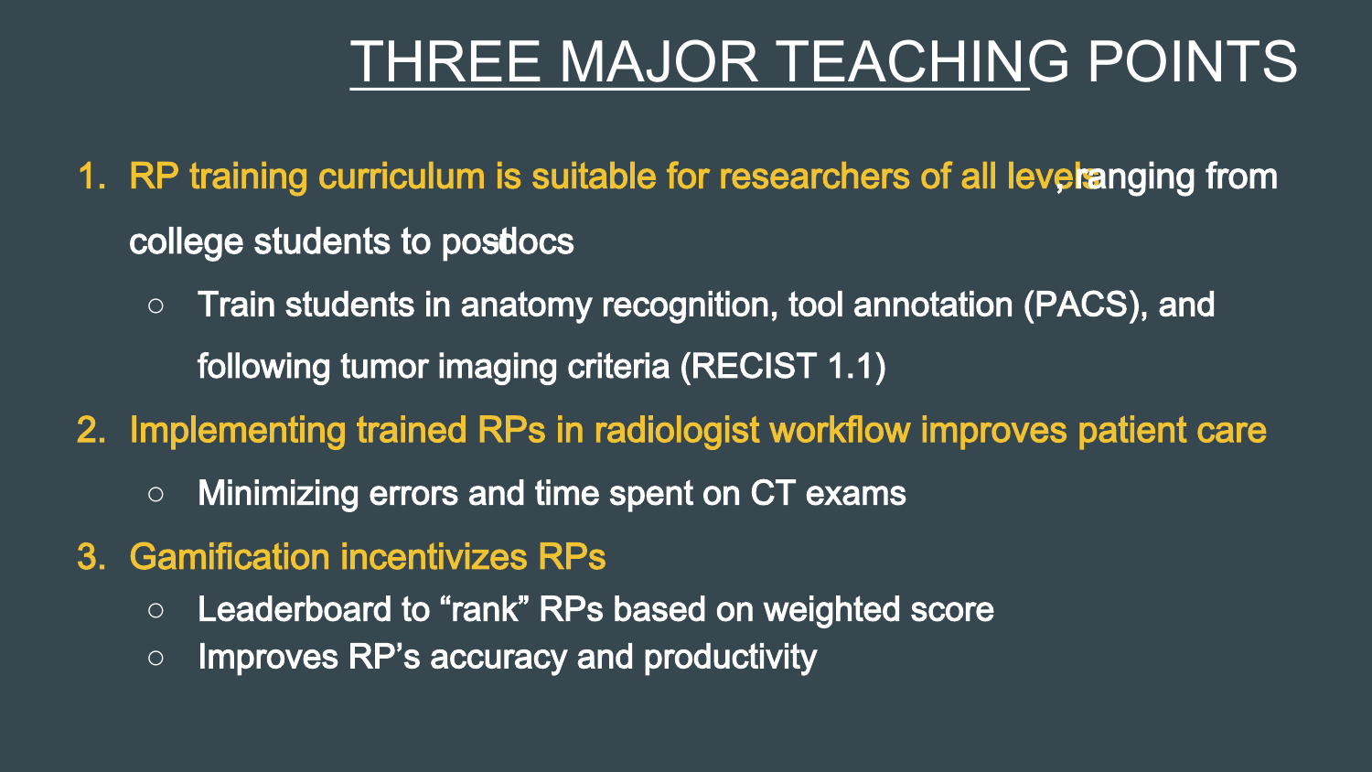# THREE MAJOR TEACHING POINTS

1. RP training curriculum is suitable for researchers of all levels, ranging from college students to postdocs
   - Train students in anatomy recognition, tool annotation (PACS), and following tumor imaging criteria (RECIST 1.1)
2. Implementing trained RPs in radiologist workflow improves patient care
   - Minimizing errors and time spent on CT exams
3. Gamification incentivizes RPs
   - Leaderboard to "rank" RPs based on weighted score
   - Improves RP's accuracy and productivity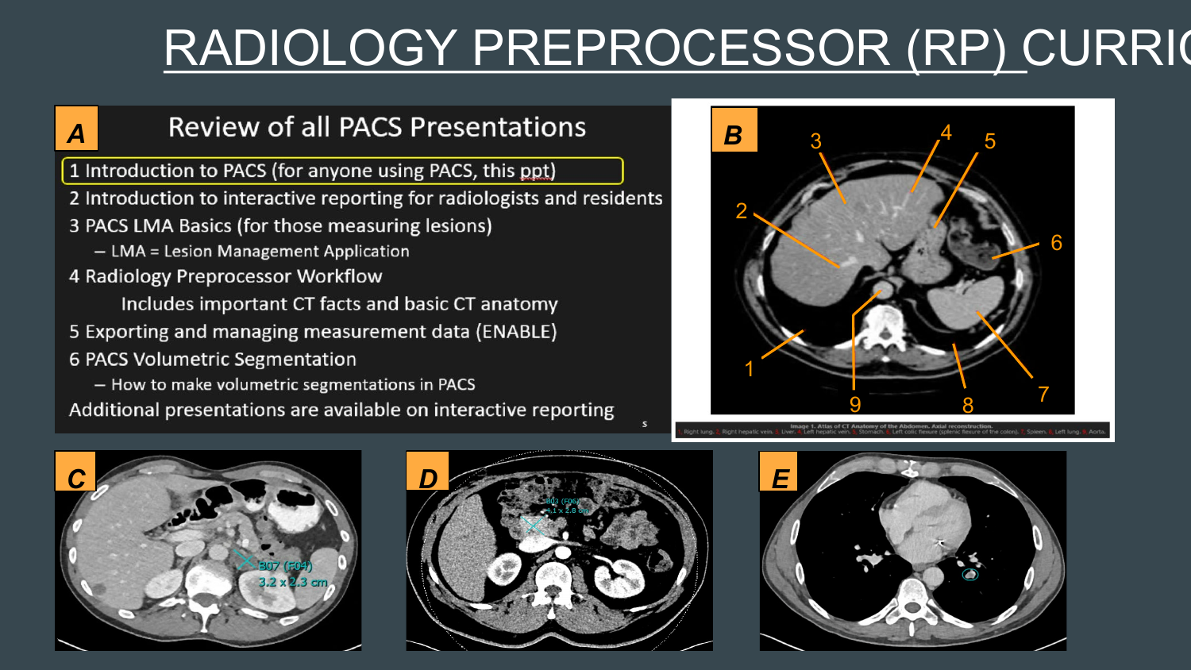# RADIOLOGY PREPROCESSOR (RP) CURRIC

**A**

## Review of all PACS Presentations

1 Introduction to PACS (for anyone using PACS, this ppt)

2 Introduction to interactive reporting for radiologists and residents

3 PACS LMA Basics (for those measuring lesions)

– LMA = Lesion Management Application

4 Radiology Preprocessor Workflow

Includes important CT facts and basic CT anatomy

5 Exporting and managing measurement data (ENABLE)

6 PACS Volumetric Segmentation

– How to make volumetric segmentations in PACS

Additional presentations are available on interactive reporting

**B**

3 4 5 2 6 1 9 8 7

Image 1. Atlas of CT Anatomy of the Abdomen. Axial reconstruction.
1. Right lung. 2. Right hepatic vein. 3. Liver. 4. Left hepatic vein. 5. Stomach. 6. Left colic flexure (splenic flexure of the colon). 7. Spleen. 8. Left lung. 9. Aorta.

**C**

B07 (F04)
3.2 x 2.3 cm

**D**

B03 (F06)
4.1 x 2.8 cm

**E**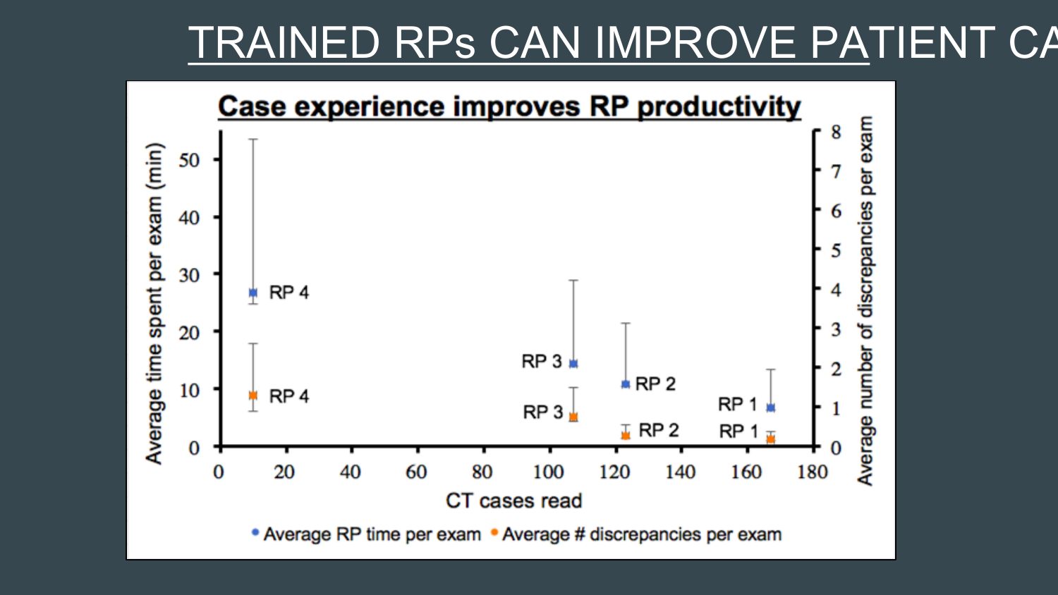# TRAINED RPs CAN IMPROVE PATIENT CA

**Case experience improves RP productivity**

Average time spent per exam (min)

Average number of discrepancies per exam

CT cases read

RP 4, RP 3, RP 2, RP 1

• Average RP time per exam • Average # discrepancies per exam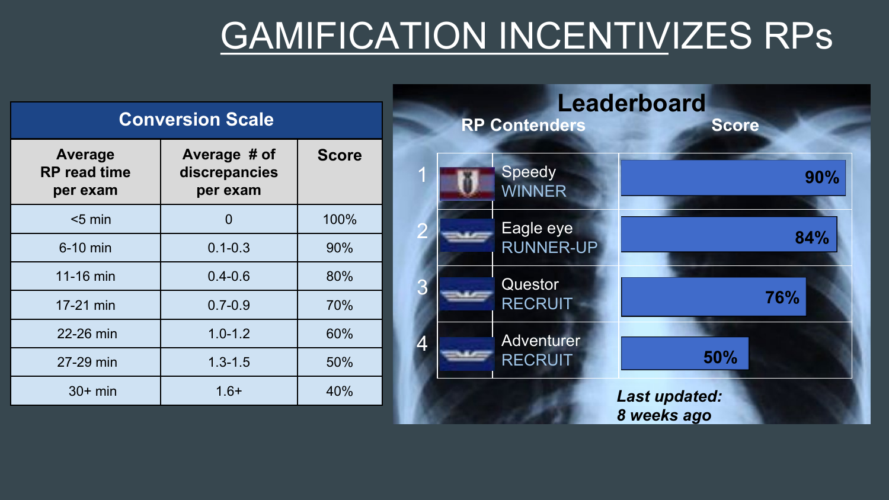# GAMIFICATION INCENTIVIZES RPs

| Conversion Scale | | |
|---|---|---|
| **Average RP read time per exam** | **Average # of discrepancies per exam** | **Score** |
| <5 min | 0 | 100% |
| 6-10 min | 0.1-0.3 | 90% |
| 11-16 min | 0.4-0.6 | 80% |
| 17-21 min | 0.7-0.9 | 70% |
| 22-26 min | 1.0-1.2 | 60% |
| 27-29 min | 1.3-1.5 | 50% |
| 30+ min | 1.6+ | 40% |

## Leaderboard

| | RP Contenders | Score |
|---|---|---|
| 1 | Speedy WINNER | 90% |
| 2 | Eagle eye RUNNER-UP | 84% |
| 3 | Questor RECRUIT | 76% |
| 4 | Adventurer RECRUIT | 50% |

***Last updated: 8 weeks ago***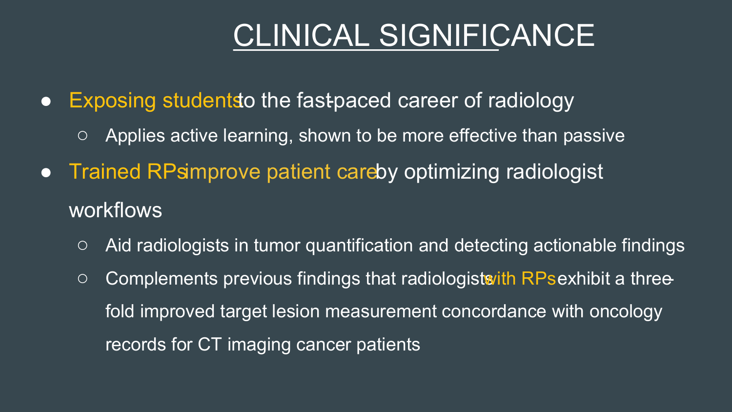# CLINICAL SIGNIFICANCE

- Exposing students to the fast-paced career of radiology
  - Applies active learning, shown to be more effective than passive
- Trained RPs improve patient care by optimizing radiologist workflows
  - Aid radiologists in tumor quantification and detecting actionable findings
  - Complements previous findings that radiologists with RPs exhibit a three-fold improved target lesion measurement concordance with oncology records for CT imaging cancer patients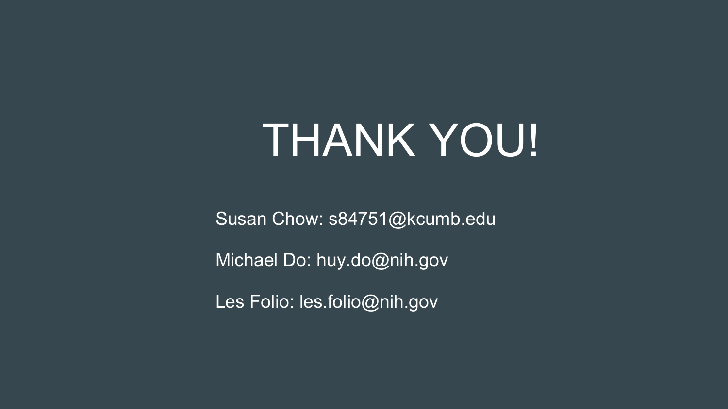# THANK YOU!

Susan Chow: s84751@kcumb.edu

Michael Do: huy.do@nih.gov

Les Folio: les.folio@nih.gov